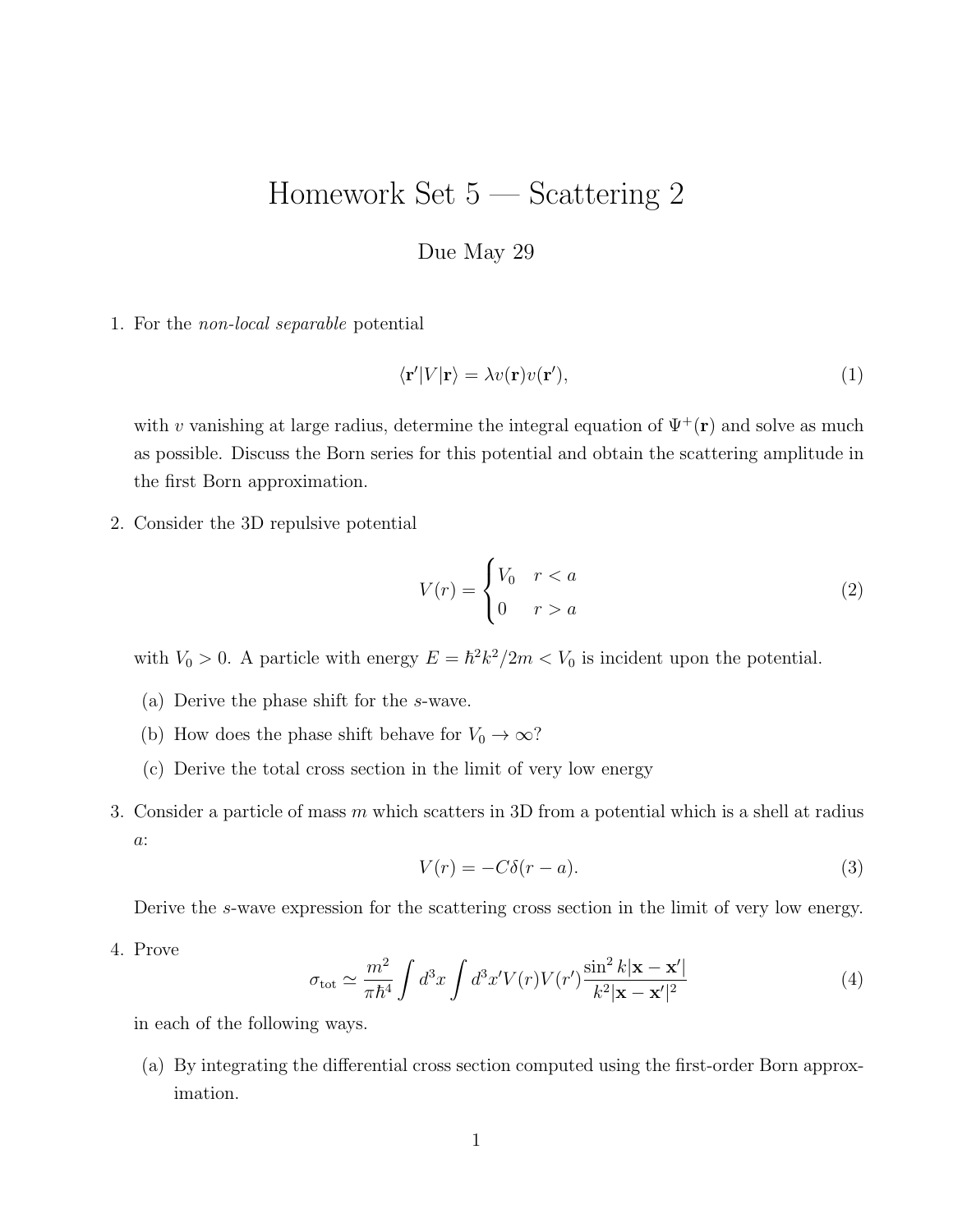# Homework Set 5 — Scattering 2

Due May 29

1. For the *non-local separable* potential

$$\langle \mathbf{r}' | V | \mathbf{r} \rangle = \lambda v(\mathbf{r}) v(\mathbf{r}'), \tag{1}$$

with $v$ vanishing at large radius, determine the integral equation of $\Psi^{+}(\mathbf{r})$ and solve as much as possible. Discuss the Born series for this potential and obtain the scattering amplitude in the first Born approximation.

2. Consider the 3D repulsive potential

$$V(r) = \begin{cases} V_0 & r < a \\ 0 & r > a \end{cases} \tag{2}$$

with $V_0 > 0$. A particle with energy $E = \hbar^2 k^2 / 2m < V_0$ is incident upon the potential.

   (a) Derive the phase shift for the $s$-wave.

   (b) How does the phase shift behave for $V_0 \to \infty$?

   (c) Derive the total cross section in the limit of very low energy

3. Consider a particle of mass $m$ which scatters in 3D from a potential which is a shell at radius $a$:

$$V(r) = -C\delta(r - a). \tag{3}$$

Derive the $s$-wave expression for the scattering cross section in the limit of very low energy.

4. Prove

$$\sigma_{\text{tot}} \simeq \frac{m^2}{\pi \hbar^4} \int d^3x \int d^3x' V(r) V(r') \frac{\sin^2 k|\mathbf{x} - \mathbf{x}'|}{k^2 |\mathbf{x} - \mathbf{x}'|^2} \tag{4}$$

in each of the following ways.

   (a) By integrating the differential cross section computed using the first-order Born approximation.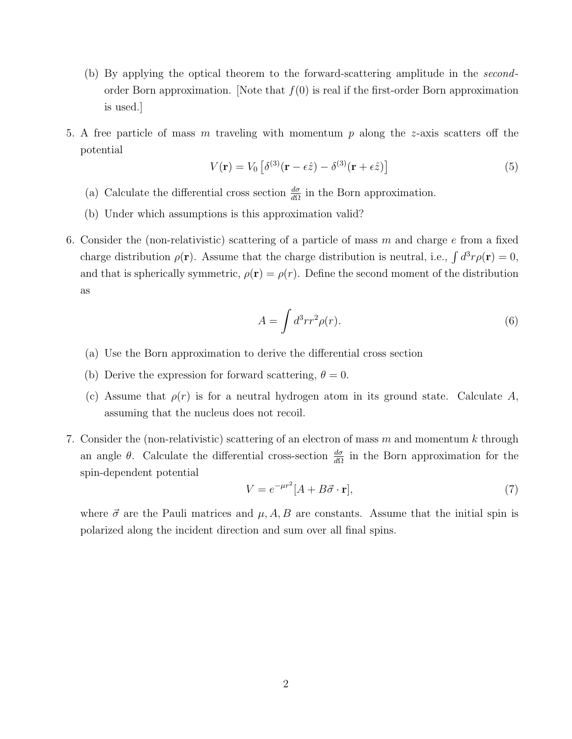(b) By applying the optical theorem to the forward-scattering amplitude in the *second-order* Born approximation. [Note that $f(0)$ is real if the first-order Born approximation is used.]

5. A free particle of mass $m$ traveling with momentum $p$ along the $z$-axis scatters off the potential

$$V(\mathbf{r}) = V_0 \left[ \delta^{(3)}(\mathbf{r} - \epsilon \hat{z}) - \delta^{(3)}(\mathbf{r} + \epsilon \hat{z}) \right] \tag{5}$$

   (a) Calculate the differential cross section $\frac{d\sigma}{d\Omega}$ in the Born approximation.

   (b) Under which assumptions is this approximation valid?

6. Consider the (non-relativistic) scattering of a particle of mass $m$ and charge $e$ from a fixed charge distribution $\rho(\mathbf{r})$. Assume that the charge distribution is neutral, i.e., $\int d^3 r \rho(\mathbf{r}) = 0$, and that is spherically symmetric, $\rho(\mathbf{r}) = \rho(r)$. Define the second moment of the distribution as

$$A = \int d^3 r r^2 \rho(r). \tag{6}$$

   (a) Use the Born approximation to derive the differential cross section

   (b) Derive the expression for forward scattering, $\theta = 0$.

   (c) Assume that $\rho(r)$ is for a neutral hydrogen atom in its ground state. Calculate $A$, assuming that the nucleus does not recoil.

7. Consider the (non-relativistic) scattering of an electron of mass $m$ and momentum $k$ through an angle $\theta$. Calculate the differential cross-section $\frac{d\sigma}{d\Omega}$ in the Born approximation for the spin-dependent potential

$$V = e^{-\mu r^2} [A + B \vec{\sigma} \cdot \mathbf{r}], \tag{7}$$

where $\vec{\sigma}$ are the Pauli matrices and $\mu, A, B$ are constants. Assume that the initial spin is polarized along the incident direction and sum over all final spins.